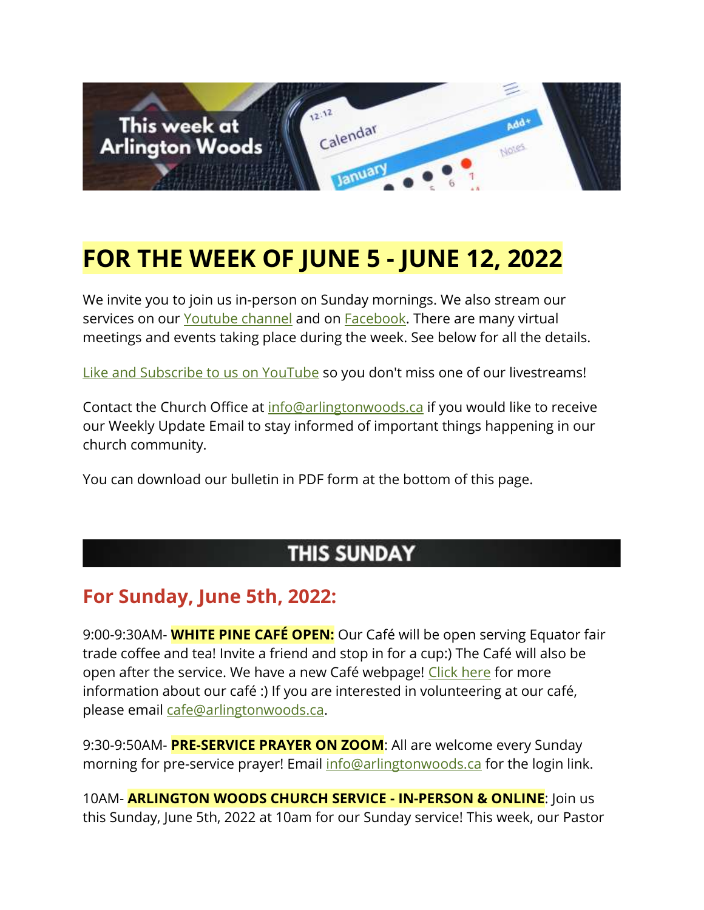# FOR THE WEEK OF JUNE 5 - JUNE 12, 2022

We invite you to join us in-person on Sunday mornings. We also stream our services on our Youtube channel and on Facebook. There are many virtual meetings and events taking place during the week. See below for all the details.

Like and Subscribe to us on YouTube so you don't miss one of our livestreams!

Contact the Church Office at info@arlingtonwoods.ca if you would like to receive our Weekly Update Email to stay informed of important things happening in our church community.

You can download our bulletin in PDF form at the bottom of this page.

## THIS SUNDAY

### For Sunday, June 5th, 2022:

9:00-9:30AM- **WHITE PINE CAFÉ OPEN:** Our Café will be open serving Equator fair trade coffee and tea! Invite a friend and stop in for a cup:) The Café will also be open after the service. We have a new Café webpage! Click here for more information about our café :) If you are interested in volunteering at our café, please email cafe@arlingtonwoods.ca.

9:30-9:50AM- **PRE-SERVICE PRAYER ON ZOOM**: All are welcome every Sunday morning for pre-service prayer! Email info@arlingtonwoods.ca for the login link.

10AM- **ARLINGTON WOODS CHURCH SERVICE - IN-PERSON & ONLINE**: Join us this Sunday, June 5th, 2022 at 10am for our Sunday service! This week, our Pastor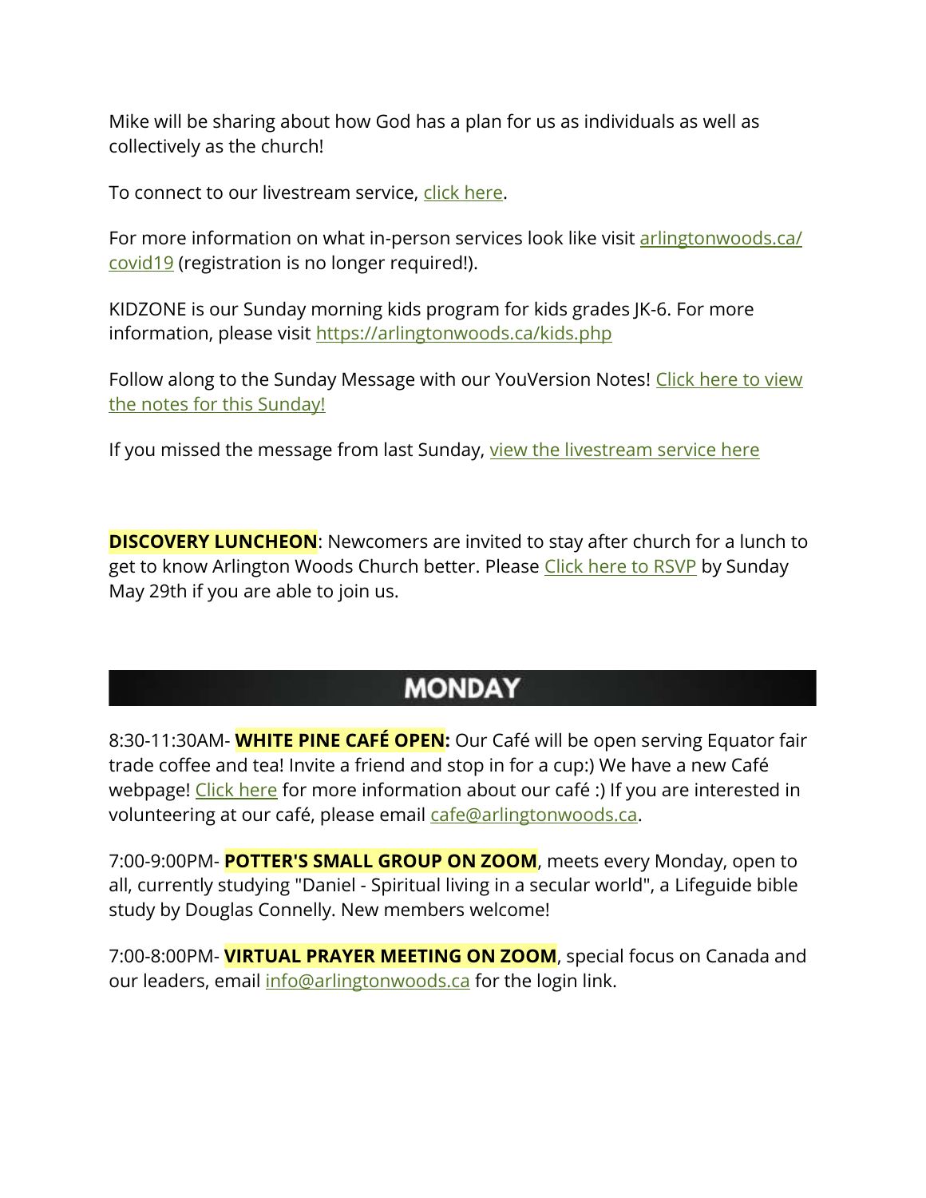Mike will be sharing about how God has a plan for us as individuals as well as collectively as the church!

To connect to our livestream service, click here.

For more information on what in-person services look like visit arlingtonwoods.ca/covid19 (registration is no longer required!).

KIDZONE is our Sunday morning kids program for kids grades JK-6. For more information, please visit https://arlingtonwoods.ca/kids.php

Follow along to the Sunday Message with our YouVersion Notes! Click here to view the notes for this Sunday!

If you missed the message from last Sunday, view the livestream service here

**DISCOVERY LUNCHEON**: Newcomers are invited to stay after church for a lunch to get to know Arlington Woods Church better. Please Click here to RSVP by Sunday May 29th if you are able to join us.

## MONDAY

8:30-11:30AM- **WHITE PINE CAFÉ OPEN:** Our Café will be open serving Equator fair trade coffee and tea! Invite a friend and stop in for a cup:) We have a new Café webpage! Click here for more information about our café :) If you are interested in volunteering at our café, please email cafe@arlingtonwoods.ca.

7:00-9:00PM- **POTTER'S SMALL GROUP ON ZOOM**, meets every Monday, open to all, currently studying "Daniel - Spiritual living in a secular world", a Lifeguide bible study by Douglas Connelly. New members welcome!

7:00-8:00PM- **VIRTUAL PRAYER MEETING ON ZOOM**, special focus on Canada and our leaders, email info@arlingtonwoods.ca for the login link.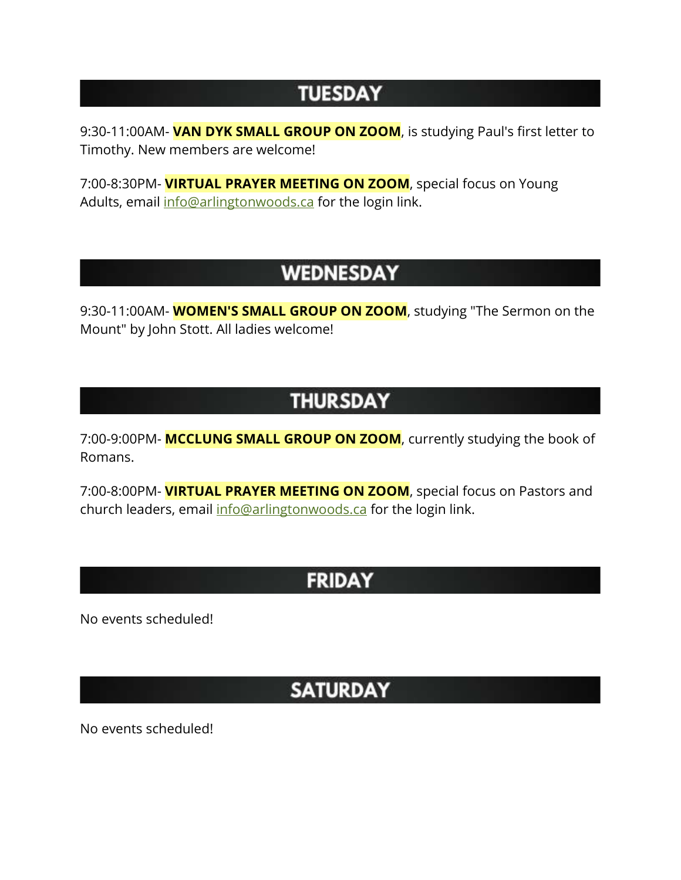## TUESDAY

9:30-11:00AM- **VAN DYK SMALL GROUP ON ZOOM**, is studying Paul's first letter to Timothy. New members are welcome!

7:00-8:30PM- **VIRTUAL PRAYER MEETING ON ZOOM**, special focus on Young Adults, email info@arlingtonwoods.ca for the login link.

## WEDNESDAY

9:30-11:00AM- **WOMEN'S SMALL GROUP ON ZOOM**, studying "The Sermon on the Mount" by John Stott. All ladies welcome!

## THURSDAY

7:00-9:00PM- **MCCLUNG SMALL GROUP ON ZOOM**, currently studying the book of Romans.

7:00-8:00PM- **VIRTUAL PRAYER MEETING ON ZOOM**, special focus on Pastors and church leaders, email info@arlingtonwoods.ca for the login link.

## FRIDAY

No events scheduled!

## SATURDAY

No events scheduled!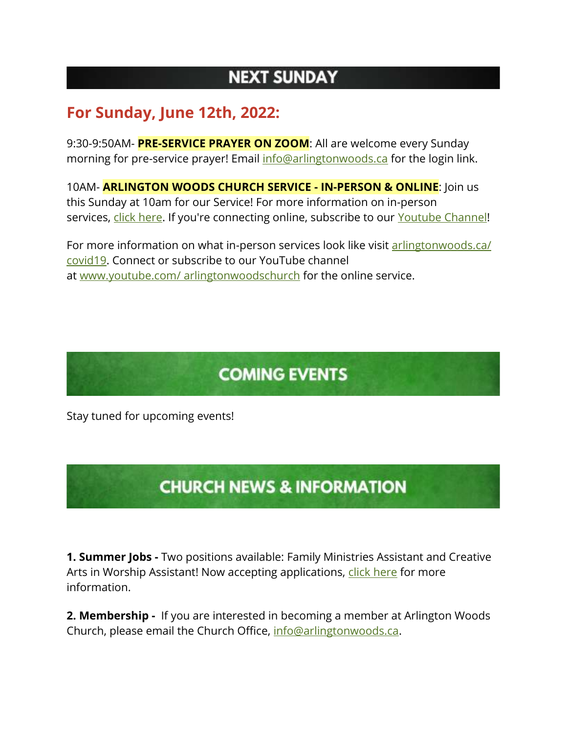# NEXT SUNDAY

## For Sunday, June 12th, 2022:

9:30-9:50AM- **PRE-SERVICE PRAYER ON ZOOM**: All are welcome every Sunday morning for pre-service prayer! Email info@arlingtonwoods.ca for the login link.

10AM- **ARLINGTON WOODS CHURCH SERVICE - IN-PERSON & ONLINE**: Join us this Sunday at 10am for our Service! For more information on in-person services, click here. If you're connecting online, subscribe to our Youtube Channel!

For more information on what in-person services look like visit arlingtonwoods.ca/covid19. Connect or subscribe to our YouTube channel at www.youtube.com/ arlingtonwoodschurch for the online service.

# COMING EVENTS

Stay tuned for upcoming events!

# CHURCH NEWS & INFORMATION

**1. Summer Jobs -** Two positions available: Family Ministries Assistant and Creative Arts in Worship Assistant! Now accepting applications, click here for more information.

**2. Membership -** If you are interested in becoming a member at Arlington Woods Church, please email the Church Office, info@arlingtonwoods.ca.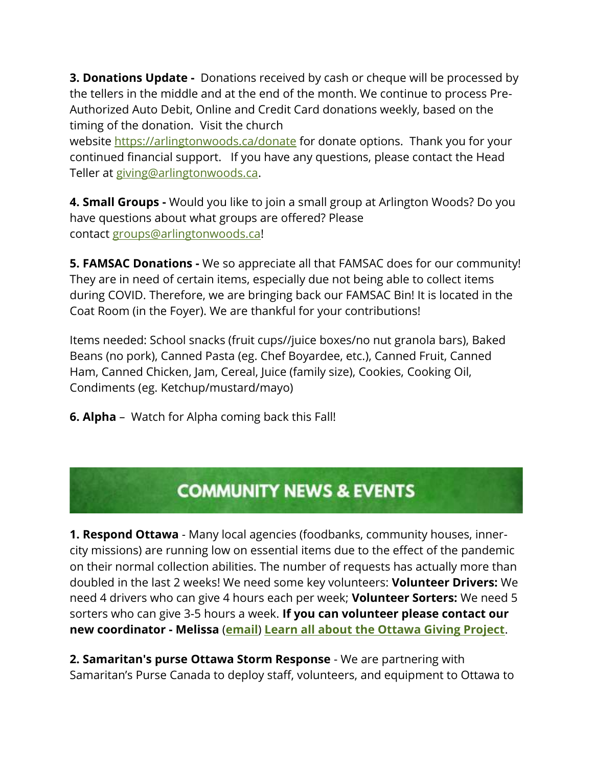**3. Donations Update -** Donations received by cash or cheque will be processed by the tellers in the middle and at the end of the month. We continue to process Pre-Authorized Auto Debit, Online and Credit Card donations weekly, based on the timing of the donation. Visit the church website https://arlingtonwoods.ca/donate for donate options. Thank you for your continued financial support. If you have any questions, please contact the Head Teller at giving@arlingtonwoods.ca.

**4. Small Groups -** Would you like to join a small group at Arlington Woods? Do you have questions about what groups are offered? Please contact groups@arlingtonwoods.ca!

**5. FAMSAC Donations -** We so appreciate all that FAMSAC does for our community! They are in need of certain items, especially due not being able to collect items during COVID. Therefore, we are bringing back our FAMSAC Bin! It is located in the Coat Room (in the Foyer). We are thankful for your contributions!

Items needed: School snacks (fruit cups//juice boxes/no nut granola bars), Baked Beans (no pork), Canned Pasta (eg. Chef Boyardee, etc.), Canned Fruit, Canned Ham, Canned Chicken, Jam, Cereal, Juice (family size), Cookies, Cooking Oil, Condiments (eg. Ketchup/mustard/mayo)

**6. Alpha** – Watch for Alpha coming back this Fall!

## COMMUNITY NEWS & EVENTS

**1. Respond Ottawa** - Many local agencies (foodbanks, community houses, inner-city missions) are running low on essential items due to the effect of the pandemic on their normal collection abilities. The number of requests has actually more than doubled in the last 2 weeks! We need some key volunteers: **Volunteer Drivers:** We need 4 drivers who can give 4 hours each per week; **Volunteer Sorters:** We need 5 sorters who can give 3-5 hours a week. **If you can volunteer please contact our new coordinator - Melissa** (**email**) **Learn all about the Ottawa Giving Project**.

**2. Samaritan's purse Ottawa Storm Response** - We are partnering with Samaritan's Purse Canada to deploy staff, volunteers, and equipment to Ottawa to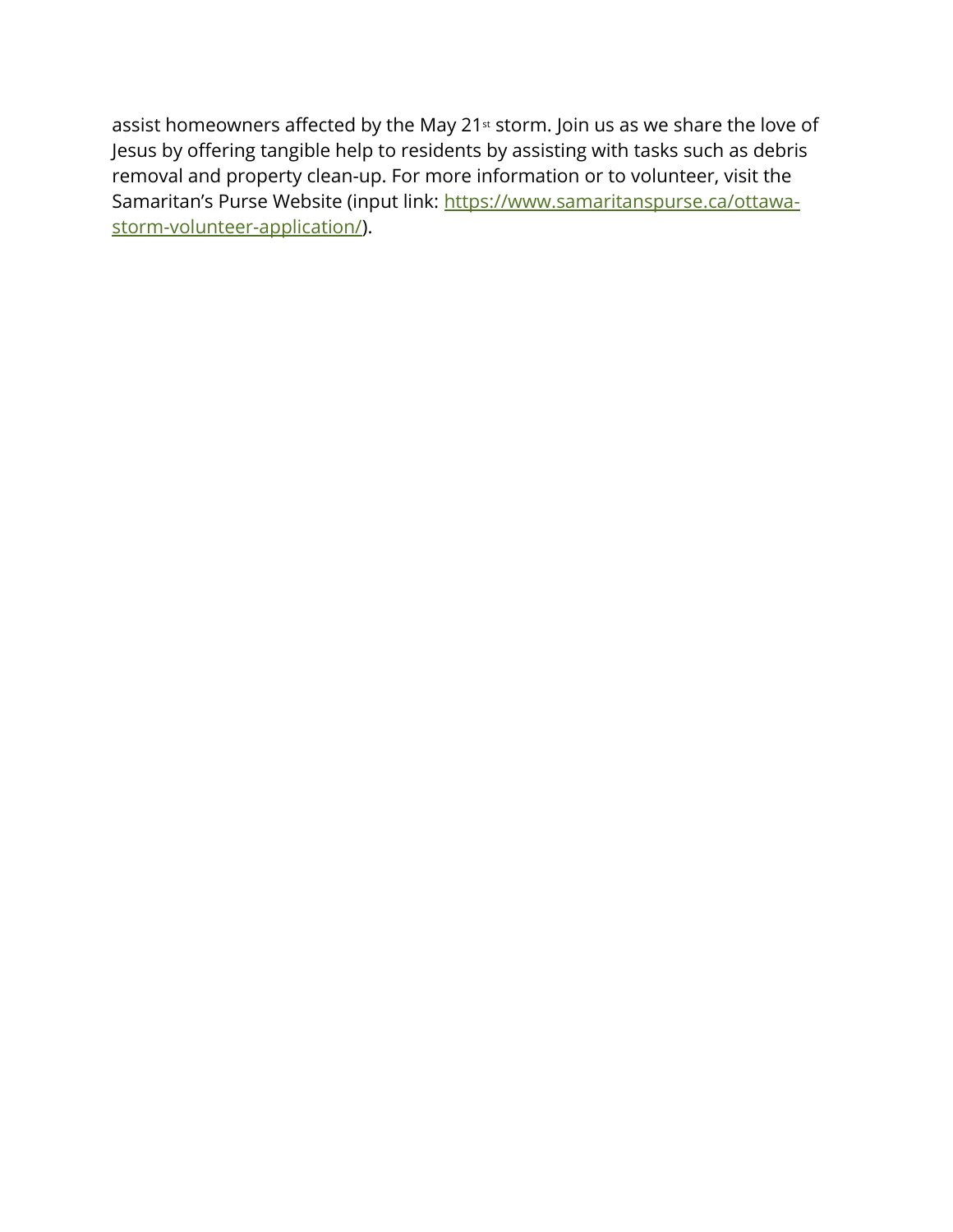assist homeowners affected by the May 21st storm. Join us as we share the love of Jesus by offering tangible help to residents by assisting with tasks such as debris removal and property clean-up. For more information or to volunteer, visit the Samaritan's Purse Website (input link: [https://www.samaritanspurse.ca/ottawa-storm-volunteer-application/](https://www.samaritanspurse.ca/ottawa-storm-volunteer-application/)).